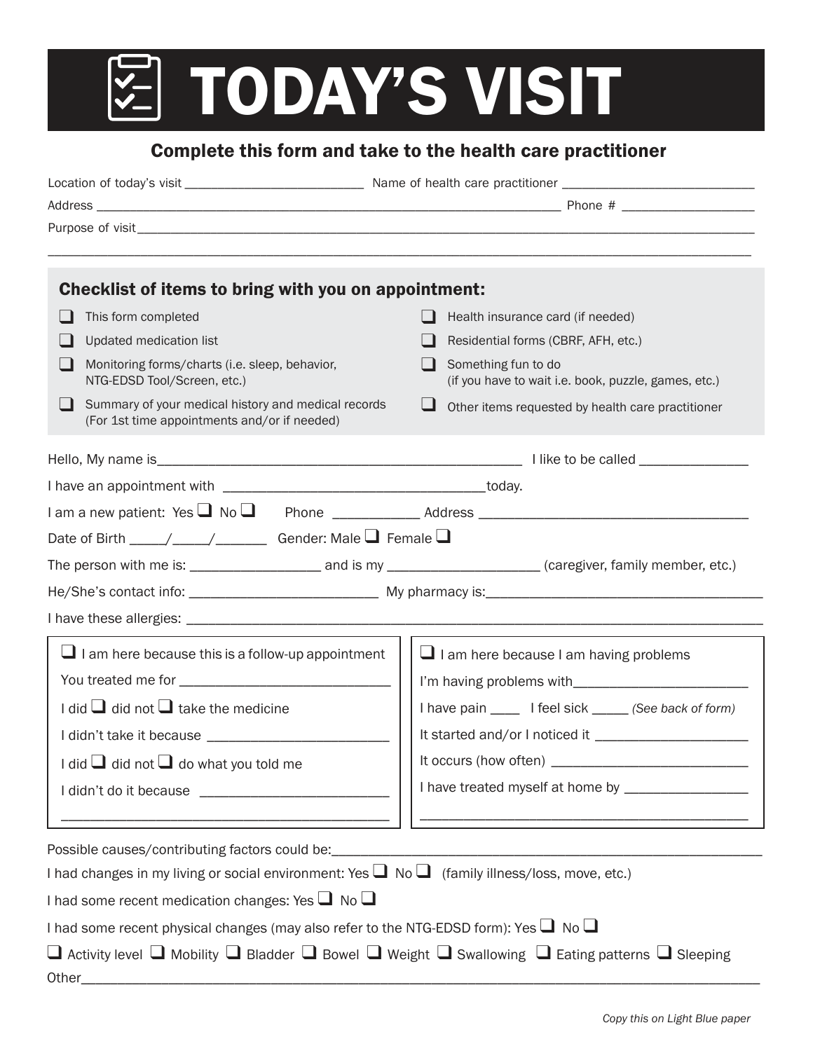# TODAY'S VISIT

## Complete this form and take to the health care practitioner

Location of today's visit ___________________________ Name of health care practitioner _____________________________

Address ______________________________________________________________________ Phone # ____________________

Purpose of visit_____________________________________________________________________________________________

_______________________________________________________________________________________________________

### Checklist of items to bring with you on appointment:

- ❑ This form completed
- ❑ Updated medication list
- ❑ Monitoring forms/charts (i.e. sleep, behavior, NTG-EDSD Tool/Screen, etc.)
- ❑ Summary of your medical history and medical records (For 1st time appointments and/or if needed)
- ❑ Health insurance card (if needed)
- ❑ Residential forms (CBRF, AFH, etc.)
- ❑ Something fun to do (if you have to wait i.e. book, puzzle, games, etc.)
- ❑ Other items requested by health care practitioner

Hello, My name is_____________________________________________________ I like to be called _______________

I have an appointment with ______________________________________today.

I am a new patient: Yes ❑ No ❑ Phone ____________ Address ______________________________________

Date of Birth _____/_____/_______ Gender: Male ❑ Female ❑

The person with me is: _________________ and is my ____________________ (caregiver, family member, etc.)

He/She's contact info: __________________________ My pharmacy is:_______________________________________

I have these allergies: ________________________________________________________________________________

❑ I am here because this is a follow-up appointment

You treated me for ______________________________

I did ❑ did not ❑ take the medicine

I didn't take it because __________________________

I did ❑ did not ❑ do what you told me

I didn't do it because ___________________________

_____________________________________________

❑ I am here because I am having problems

I'm having problems with________________________

I have pain ____ I feel sick _____ *(See back of form)*

It started and/or I noticed it _____________________

It occurs (how often) ___________________________

I have treated myself at home by _________________

_____________________________________________

Possible causes/contributing factors could be:___________________________________________________________

I had changes in my living or social environment: Yes ❑ No ❑ (family illness/loss, move, etc.)

I had some recent medication changes: Yes ❑ No ❑

I had some recent physical changes (may also refer to the NTG-EDSD form): Yes ❑ No ❑

❑ Activity level ❑ Mobility ❑ Bladder ❑ Bowel ❑ Weight ❑ Swallowing ❑ Eating patterns ❑ Sleeping

Other_____________________________________________________________________________________________

*Copy this on Light Blue paper*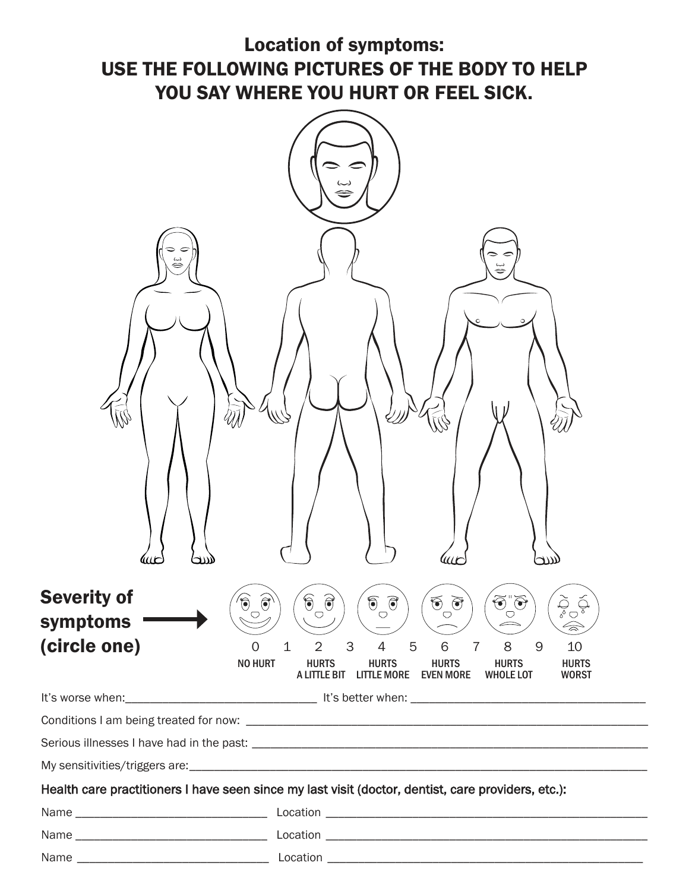## Location of symptoms:
## USE THE FOLLOWING PICTURES OF THE BODY TO HELP YOU SAY WHERE YOU HURT OR FEEL SICK.

**Severity of symptoms (circle one)**

0 1 2 3 4 5 6 7 8 9 10

NO HURT
HURTS A LITTLE BIT
HURTS LITTLE MORE
HURTS EVEN MORE
HURTS WHOLE LOT
HURTS WORST

It's worse when:______________________________ It's better when: ____________________________________

Conditions I am being treated for now: ______________________________________________________________

Serious illnesses I have had in the past: _____________________________________________________________

My sensitivities/triggers are:_____________________________________________________________________

**Health care practitioners I have seen since my last visit (doctor, dentist, care providers, etc.):**

Name ______________________________ Location ___________________________________________________

Name ______________________________ Location ___________________________________________________

Name ______________________________ Location ___________________________________________________